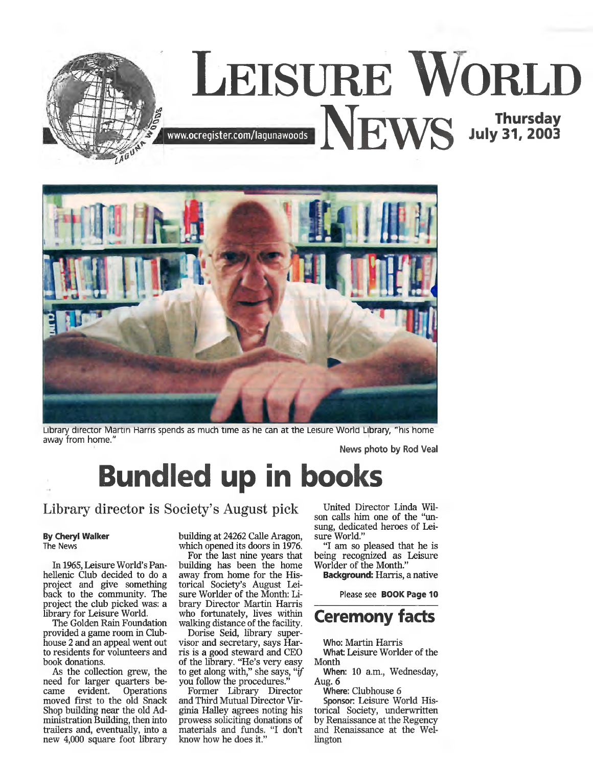# Leisure World News

www.ocregister.com/lagunawoods

Thursday July 31, 2003

Library director Martin Harris spends as much time as he can at the Leisure World Library, "his home away from home."

News photo by Rod Veal

# Bundled up in books

## Library director is Society's August pick

**By Cheryl Walker**
The News

In 1965, Leisure World's Panhellenic Club decided to do a project and give something back to the community. The project the club picked was: a library for Leisure World.

The Golden Rain Foundation provided a game room in Clubhouse 2 and an appeal went out to residents for volunteers and book donations.

As the collection grew, the need for larger quarters became evident. Operations moved first to the old Snack Shop building near the old Administration Building, then into trailers and, eventually, into a new 4,000 square foot library building at 24262 Calle Aragon, which opened its doors in 1976.

For the last nine years that building has been the home away from home for the Historical Society's August Leisure Worlder of the Month: Library Director Martin Harris who fortunately, lives within walking distance of the facility.

Dorise Seid, library supervisor and secretary, says Harris is a good steward and CEO of the library. "He's very easy to get along with," she says, "*if* you follow the procedures."

Former Library Director and Third Mutual Director Virginia Halley agrees noting his prowess soliciting donations of materials and funds. "I don't know how he does it."

United Director Linda Wilson calls him one of the "unsung, dedicated heroes of Leisure World."

"I am so pleased that he is being recognized as Leisure Worlder of the Month."

**Background:** Harris, a native

Please see **BOOK Page 10**

## Ceremony facts

**Who:** Martin Harris

**What:** Leisure Worlder of the Month

**When:** 10 a.m., Wednesday, Aug. 6

**Where:** Clubhouse 6

**Sponsor:** Leisure World Historical Society, underwritten by Renaissance at the Regency and Renaissance at the Wellington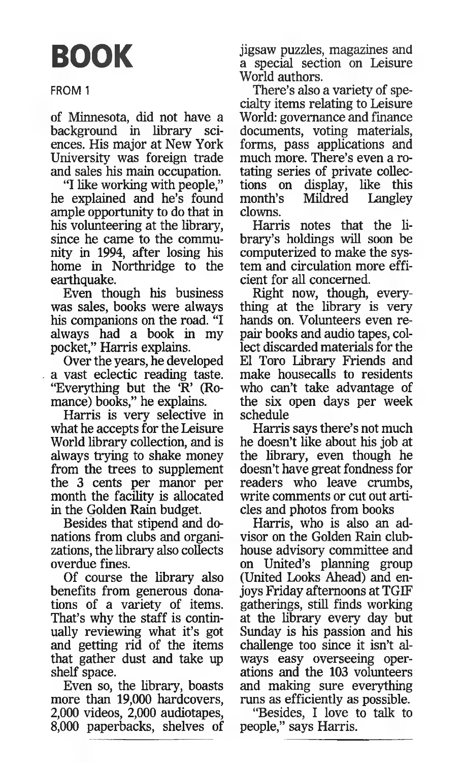# BOOK

FROM 1

of Minnesota, did not have a background in library sciences. His major at New York University was foreign trade and sales his main occupation.

"I like working with people," he explained and he's found ample opportunity to do that in his volunteering at the library, since he came to the community in 1994, after losing his home in Northridge to the earthquake.

Even though his business was sales, books were always his companions on the road. "I always had a book in my pocket," Harris explains.

Over the years, he developed a vast eclectic reading taste. "Everything but the 'R' (Romance) books," he explains.

Harris is very selective in what he accepts for the Leisure World library collection, and is always trying to shake money from the trees to supplement the 3 cents per manor per month the facility is allocated in the Golden Rain budget.

Besides that stipend and donations from clubs and organizations, the library also collects overdue fines.

Of course the library also benefits from generous donations of a variety of items. That's why the staff is continually reviewing what it's got and getting rid of the items that gather dust and take up shelf space.

Even so, the library, boasts more than 19,000 hardcovers, 2,000 videos, 2,000 audiotapes, 8,000 paperbacks, shelves of jigsaw puzzles, magazines and a special section on Leisure World authors.

There's also a variety of specialty items relating to Leisure World: governance and finance documents, voting materials, forms, pass applications and much more. There's even a rotating series of private collections on display, like this month's Mildred Langley clowns.

Harris notes that the library's holdings will soon be computerized to make the system and circulation more efficient for all concerned.

Right now, though, everything at the library is very hands on. Volunteers even repair books and audio tapes, collect discarded materials for the El Toro Library Friends and make housecalls to residents who can't take advantage of the six open days per week schedule

Harris says there's not much he doesn't like about his job at the library, even though he doesn't have great fondness for readers who leave crumbs, write comments or cut out articles and photos from books

Harris, who is also an advisor on the Golden Rain clubhouse advisory committee and on United's planning group (United Looks Ahead) and enjoys Friday afternoons at TGIF gatherings, still finds working at the library every day but Sunday is his passion and his challenge too since it isn't always easy overseeing operations and the 103 volunteers and making sure everything runs as efficiently as possible.

"Besides, I love to talk to people," says Harris.